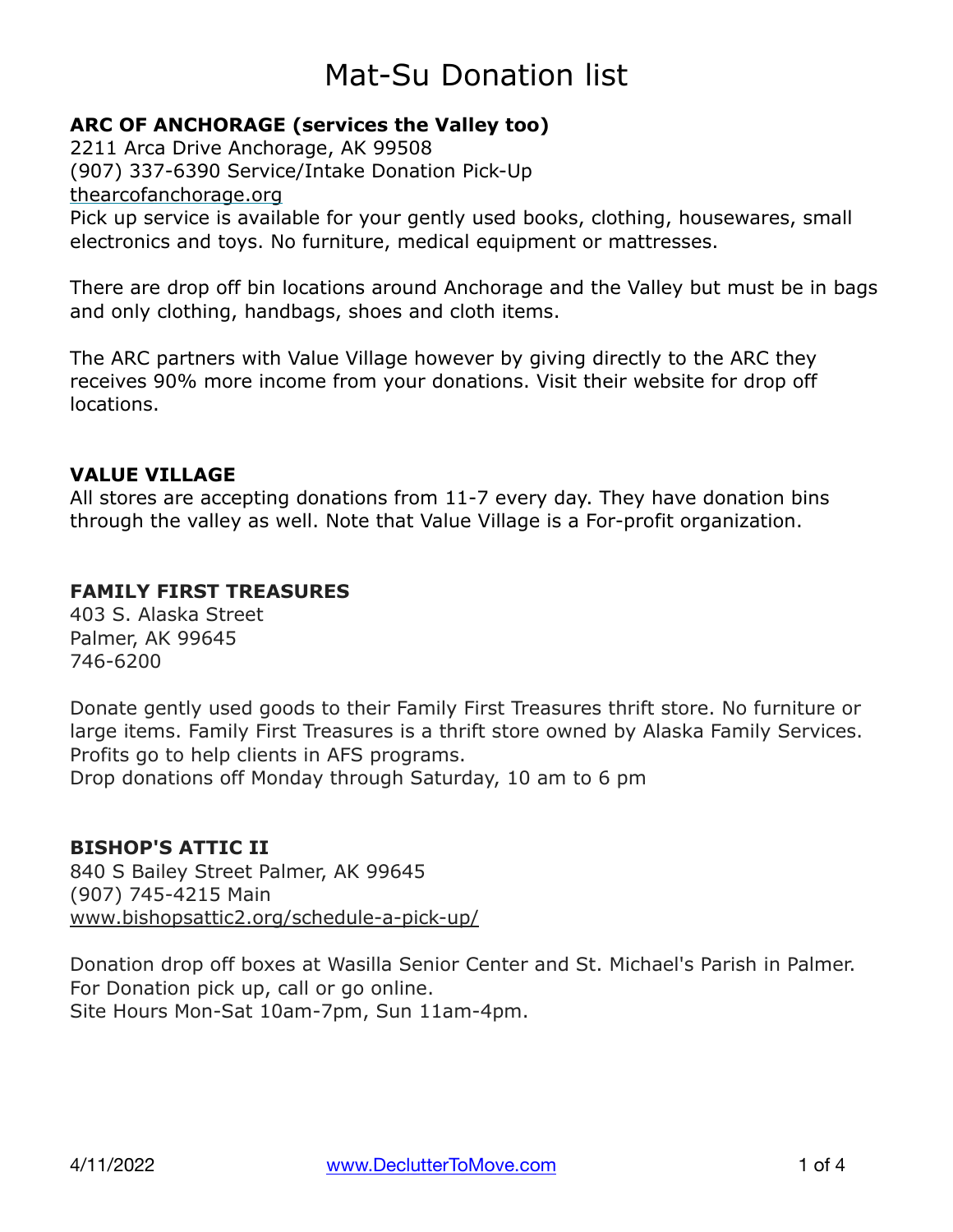# Mat-Su Donation list

**ARC OF ANCHORAGE (services the Valley too)**
2211 Arca Drive Anchorage, AK 99508
(907) 337-6390 Service/Intake Donation Pick-Up
thearcofanchorage.org
Pick up service is available for your gently used books, clothing, housewares, small electronics and toys. No furniture, medical equipment or mattresses.

There are drop off bin locations around Anchorage and the Valley but must be in bags and only clothing, handbags, shoes and cloth items.

The ARC partners with Value Village however by giving directly to the ARC they receives 90% more income from your donations. Visit their website for drop off locations.

**VALUE VILLAGE**
All stores are accepting donations from 11-7 every day. They have donation bins through the valley as well. Note that Value Village is a For-profit organization.

**FAMILY FIRST TREASURES**
403 S. Alaska Street
Palmer, AK 99645
746-6200

Donate gently used goods to their Family First Treasures thrift store. No furniture or large items. Family First Treasures is a thrift store owned by Alaska Family Services. Profits go to help clients in AFS programs.
Drop donations off Monday through Saturday, 10 am to 6 pm

**BISHOP'S ATTIC II**
840 S Bailey Street Palmer, AK 99645
(907) 745-4215 Main
www.bishopsattic2.org/schedule-a-pick-up/

Donation drop off boxes at Wasilla Senior Center and St. Michael's Parish in Palmer.
For Donation pick up, call or go online.
Site Hours Mon-Sat 10am-7pm, Sun 11am-4pm.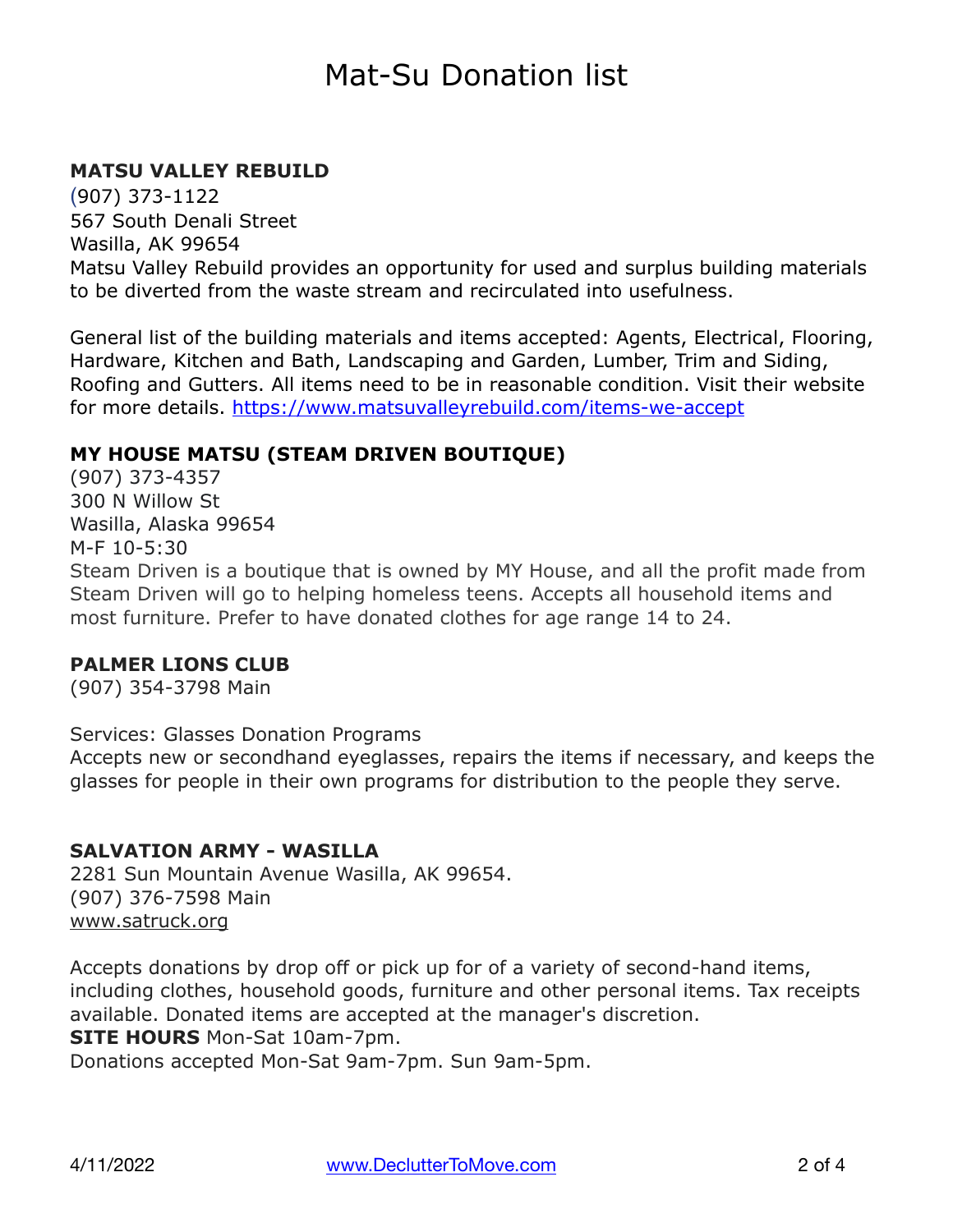# Mat-Su Donation list

**MATSU VALLEY REBUILD**
(907) 373-1122
567 South Denali Street
Wasilla, AK 99654
Matsu Valley Rebuild provides an opportunity for used and surplus building materials to be diverted from the waste stream and recirculated into usefulness.

General list of the building materials and items accepted: Agents, Electrical, Flooring, Hardware, Kitchen and Bath, Landscaping and Garden, Lumber, Trim and Siding, Roofing and Gutters. All items need to be in reasonable condition. Visit their website for more details. https://www.matsuvalleyrebuild.com/items-we-accept

**MY HOUSE MATSU (STEAM DRIVEN BOUTIQUE)**
(907) 373-4357
300 N Willow St
Wasilla, Alaska 99654
M-F 10-5:30
Steam Driven is a boutique that is owned by MY House, and all the profit made from Steam Driven will go to helping homeless teens. Accepts all household items and most furniture. Prefer to have donated clothes for age range 14 to 24.

**PALMER LIONS CLUB**
(907) 354-3798 Main

Services: Glasses Donation Programs
Accepts new or secondhand eyeglasses, repairs the items if necessary, and keeps the glasses for people in their own programs for distribution to the people they serve.

**SALVATION ARMY - WASILLA**
2281 Sun Mountain Avenue Wasilla, AK 99654.
(907) 376-7598 Main
www.satruck.org

Accepts donations by drop off or pick up for of a variety of second-hand items, including clothes, household goods, furniture and other personal items. Tax receipts available. Donated items are accepted at the manager's discretion.
**SITE HOURS** Mon-Sat 10am-7pm.
Donations accepted Mon-Sat 9am-7pm. Sun 9am-5pm.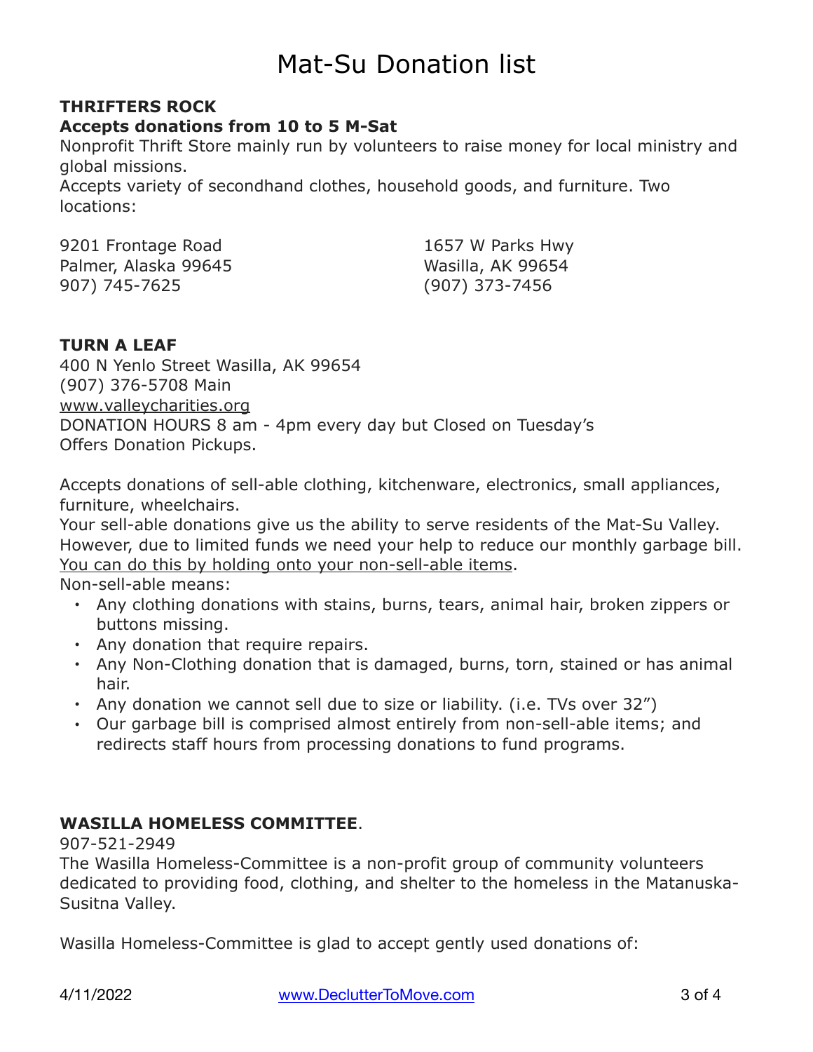# Mat-Su Donation list

**THRIFTERS ROCK**
**Accepts donations from 10 to 5 M-Sat**

Nonprofit Thrift Store mainly run by volunteers to raise money for local ministry and global missions.
Accepts variety of secondhand clothes, household goods, and furniture. Two locations:

9201 Frontage Road
Palmer, Alaska 99645
907) 745-7625

1657 W Parks Hwy
Wasilla, AK 99654
(907) 373-7456

**TURN A LEAF**

400 N Yenlo Street Wasilla, AK 99654
(907) 376-5708 Main
www.valleycharities.org
DONATION HOURS 8 am - 4pm every day but Closed on Tuesday's
Offers Donation Pickups.

Accepts donations of sell-able clothing, kitchenware, electronics, small appliances, furniture, wheelchairs.
Your sell-able donations give us the ability to serve residents of the Mat-Su Valley. However, due to limited funds we need your help to reduce our monthly garbage bill. You can do this by holding onto your non-sell-able items.
Non-sell-able means:

- Any clothing donations with stains, burns, tears, animal hair, broken zippers or buttons missing.
- Any donation that require repairs.
- Any Non-Clothing donation that is damaged, burns, torn, stained or has animal hair.
- Any donation we cannot sell due to size or liability. (i.e. TVs over 32")
- Our garbage bill is comprised almost entirely from non-sell-able items; and redirects staff hours from processing donations to fund programs.

**WASILLA HOMELESS COMMITTEE**.

907-521-2949
The Wasilla Homeless-Committee is a non-profit group of community volunteers dedicated to providing food, clothing, and shelter to the homeless in the Matanuska-Susitna Valley.

Wasilla Homeless-Committee is glad to accept gently used donations of: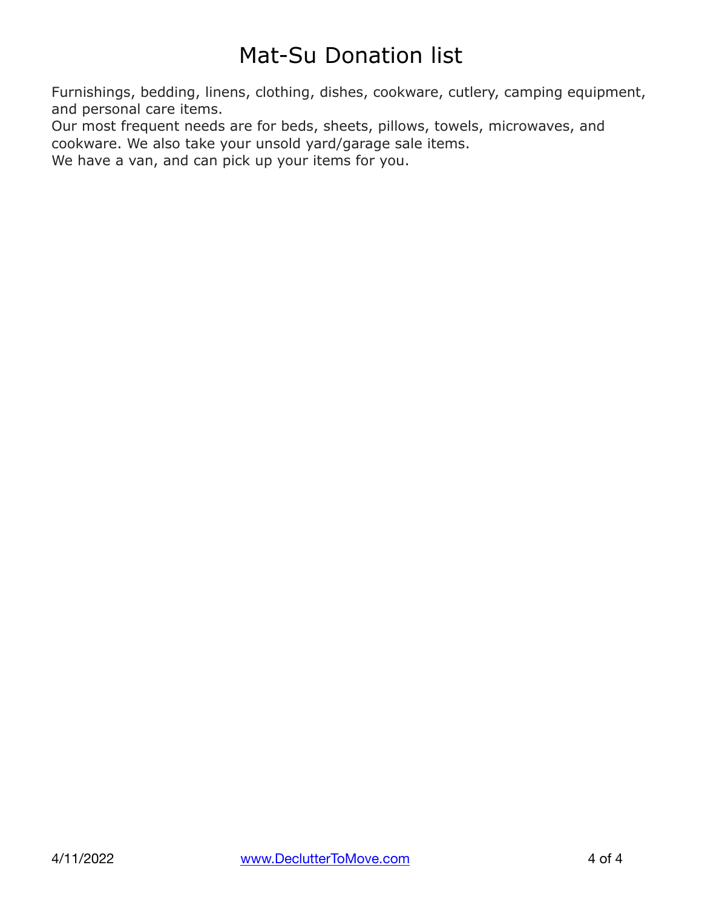# Mat-Su Donation list

Furnishings, bedding, linens, clothing, dishes, cookware, cutlery, camping equipment, and personal care items.
Our most frequent needs are for beds, sheets, pillows, towels, microwaves, and cookware. We also take your unsold yard/garage sale items.
We have a van, and can pick up your items for you.